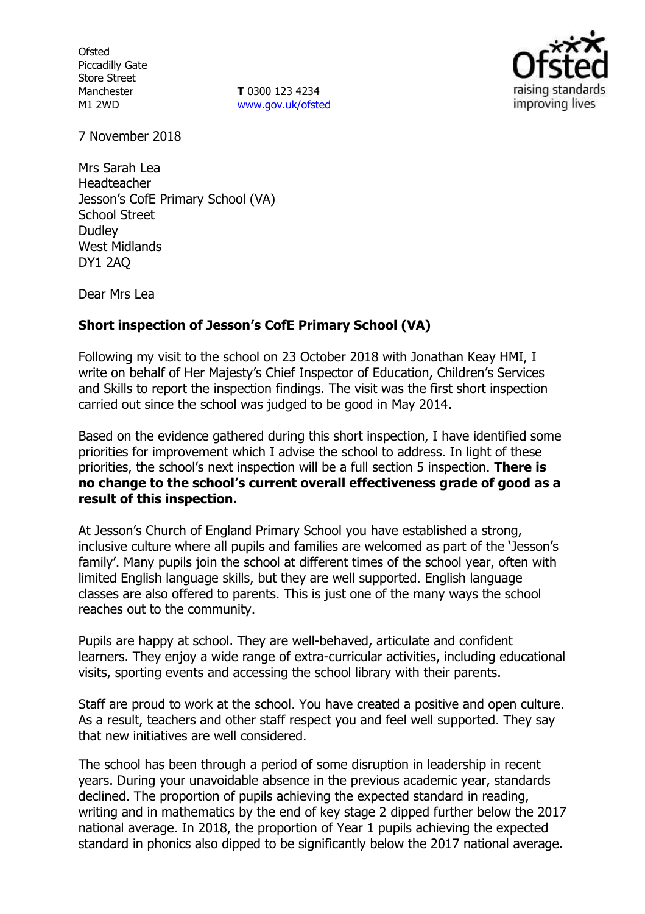Ofsted
Piccadilly Gate
Store Street
Manchester
M1 2WD

**T** 0300 123 4234
www.gov.uk/ofsted

7 November 2018

Mrs Sarah Lea
Headteacher
Jesson's CofE Primary School (VA)
School Street
Dudley
West Midlands
DY1 2AQ

Dear Mrs Lea

**Short inspection of Jesson's CofE Primary School (VA)**

Following my visit to the school on 23 October 2018 with Jonathan Keay HMI, I write on behalf of Her Majesty's Chief Inspector of Education, Children's Services and Skills to report the inspection findings. The visit was the first short inspection carried out since the school was judged to be good in May 2014.

Based on the evidence gathered during this short inspection, I have identified some priorities for improvement which I advise the school to address. In light of these priorities, the school's next inspection will be a full section 5 inspection. **There is no change to the school's current overall effectiveness grade of good as a result of this inspection.**

At Jesson's Church of England Primary School you have established a strong, inclusive culture where all pupils and families are welcomed as part of the 'Jesson's family'. Many pupils join the school at different times of the school year, often with limited English language skills, but they are well supported. English language classes are also offered to parents. This is just one of the many ways the school reaches out to the community.

Pupils are happy at school. They are well-behaved, articulate and confident learners. They enjoy a wide range of extra-curricular activities, including educational visits, sporting events and accessing the school library with their parents.

Staff are proud to work at the school. You have created a positive and open culture. As a result, teachers and other staff respect you and feel well supported. They say that new initiatives are well considered.

The school has been through a period of some disruption in leadership in recent years. During your unavoidable absence in the previous academic year, standards declined. The proportion of pupils achieving the expected standard in reading, writing and in mathematics by the end of key stage 2 dipped further below the 2017 national average. In 2018, the proportion of Year 1 pupils achieving the expected standard in phonics also dipped to be significantly below the 2017 national average.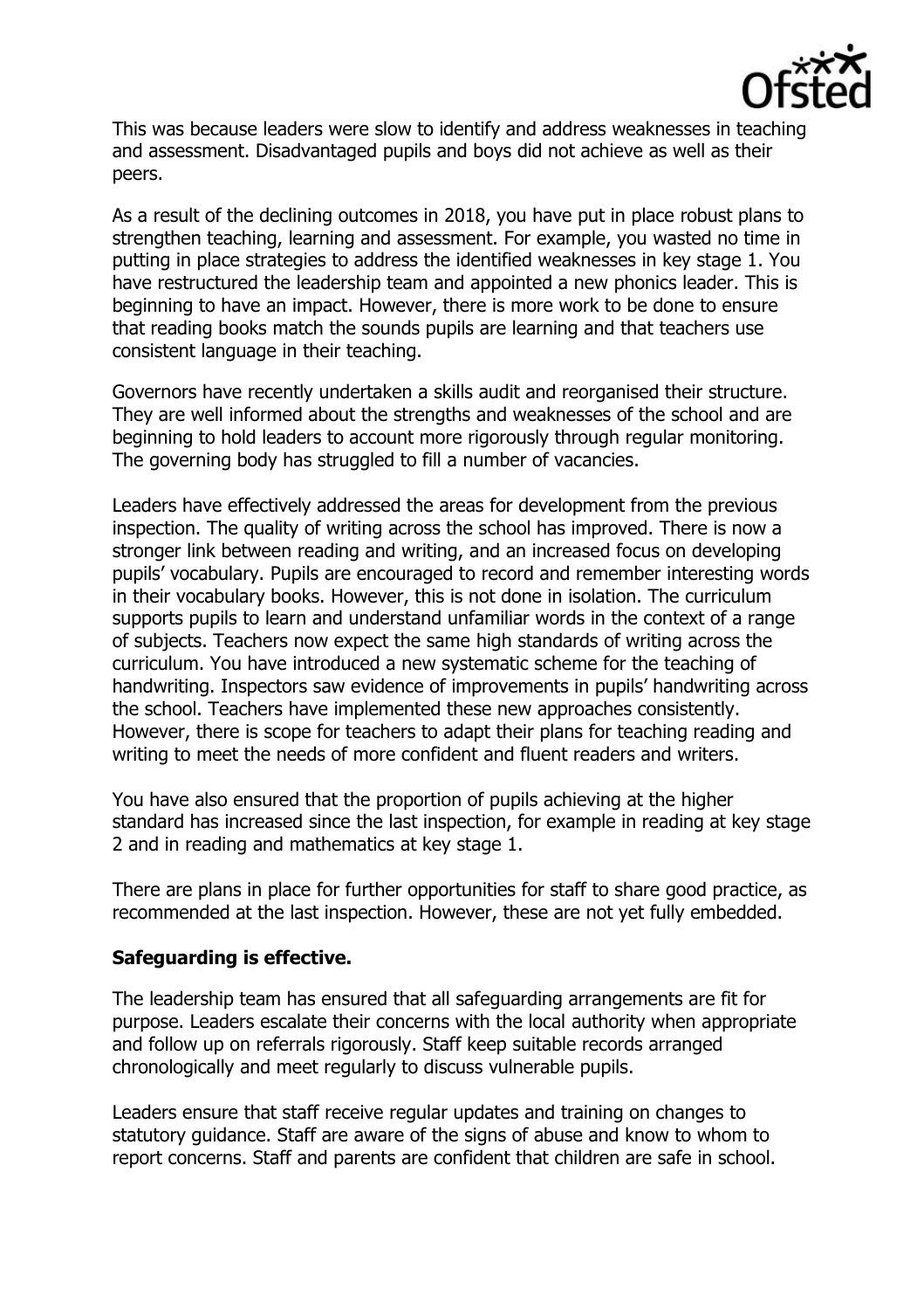This was because leaders were slow to identify and address weaknesses in teaching and assessment. Disadvantaged pupils and boys did not achieve as well as their peers.

As a result of the declining outcomes in 2018, you have put in place robust plans to strengthen teaching, learning and assessment. For example, you wasted no time in putting in place strategies to address the identified weaknesses in key stage 1. You have restructured the leadership team and appointed a new phonics leader. This is beginning to have an impact. However, there is more work to be done to ensure that reading books match the sounds pupils are learning and that teachers use consistent language in their teaching.

Governors have recently undertaken a skills audit and reorganised their structure. They are well informed about the strengths and weaknesses of the school and are beginning to hold leaders to account more rigorously through regular monitoring. The governing body has struggled to fill a number of vacancies.

Leaders have effectively addressed the areas for development from the previous inspection. The quality of writing across the school has improved. There is now a stronger link between reading and writing, and an increased focus on developing pupils' vocabulary. Pupils are encouraged to record and remember interesting words in their vocabulary books. However, this is not done in isolation. The curriculum supports pupils to learn and understand unfamiliar words in the context of a range of subjects. Teachers now expect the same high standards of writing across the curriculum. You have introduced a new systematic scheme for the teaching of handwriting. Inspectors saw evidence of improvements in pupils' handwriting across the school. Teachers have implemented these new approaches consistently. However, there is scope for teachers to adapt their plans for teaching reading and writing to meet the needs of more confident and fluent readers and writers.

You have also ensured that the proportion of pupils achieving at the higher standard has increased since the last inspection, for example in reading at key stage 2 and in reading and mathematics at key stage 1.

There are plans in place for further opportunities for staff to share good practice, as recommended at the last inspection. However, these are not yet fully embedded.

**Safeguarding is effective.**

The leadership team has ensured that all safeguarding arrangements are fit for purpose. Leaders escalate their concerns with the local authority when appropriate and follow up on referrals rigorously. Staff keep suitable records arranged chronologically and meet regularly to discuss vulnerable pupils.

Leaders ensure that staff receive regular updates and training on changes to statutory guidance. Staff are aware of the signs of abuse and know to whom to report concerns. Staff and parents are confident that children are safe in school.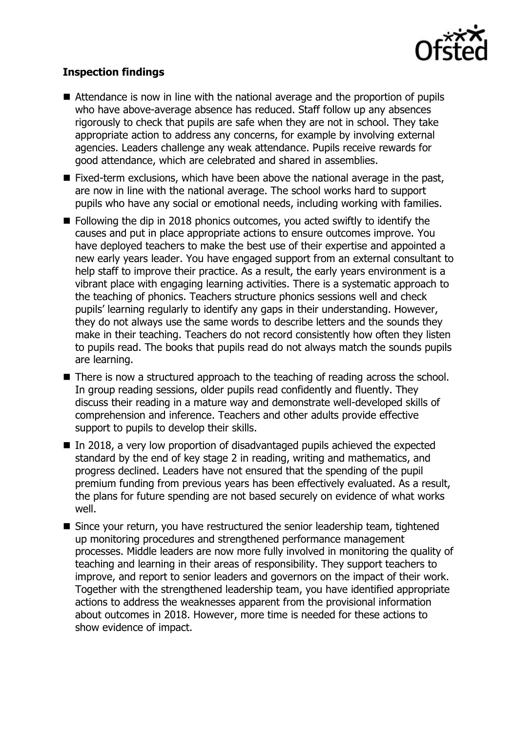**Inspection findings**

- Attendance is now in line with the national average and the proportion of pupils who have above-average absence has reduced. Staff follow up any absences rigorously to check that pupils are safe when they are not in school. They take appropriate action to address any concerns, for example by involving external agencies. Leaders challenge any weak attendance. Pupils receive rewards for good attendance, which are celebrated and shared in assemblies.
- Fixed-term exclusions, which have been above the national average in the past, are now in line with the national average. The school works hard to support pupils who have any social or emotional needs, including working with families.
- Following the dip in 2018 phonics outcomes, you acted swiftly to identify the causes and put in place appropriate actions to ensure outcomes improve. You have deployed teachers to make the best use of their expertise and appointed a new early years leader. You have engaged support from an external consultant to help staff to improve their practice. As a result, the early years environment is a vibrant place with engaging learning activities. There is a systematic approach to the teaching of phonics. Teachers structure phonics sessions well and check pupils' learning regularly to identify any gaps in their understanding. However, they do not always use the same words to describe letters and the sounds they make in their teaching. Teachers do not record consistently how often they listen to pupils read. The books that pupils read do not always match the sounds pupils are learning.
- There is now a structured approach to the teaching of reading across the school. In group reading sessions, older pupils read confidently and fluently. They discuss their reading in a mature way and demonstrate well-developed skills of comprehension and inference. Teachers and other adults provide effective support to pupils to develop their skills.
- In 2018, a very low proportion of disadvantaged pupils achieved the expected standard by the end of key stage 2 in reading, writing and mathematics, and progress declined. Leaders have not ensured that the spending of the pupil premium funding from previous years has been effectively evaluated. As a result, the plans for future spending are not based securely on evidence of what works well.
- Since your return, you have restructured the senior leadership team, tightened up monitoring procedures and strengthened performance management processes. Middle leaders are now more fully involved in monitoring the quality of teaching and learning in their areas of responsibility. They support teachers to improve, and report to senior leaders and governors on the impact of their work. Together with the strengthened leadership team, you have identified appropriate actions to address the weaknesses apparent from the provisional information about outcomes in 2018. However, more time is needed for these actions to show evidence of impact.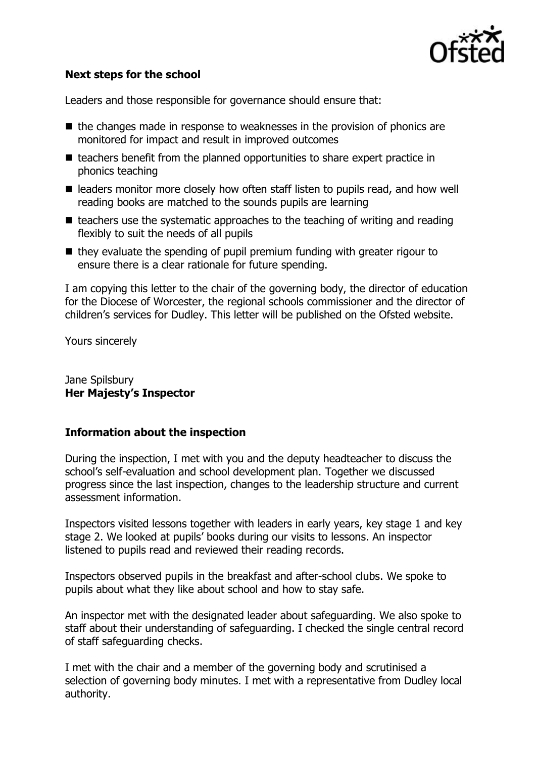**Next steps for the school**

Leaders and those responsible for governance should ensure that:

- the changes made in response to weaknesses in the provision of phonics are monitored for impact and result in improved outcomes
- teachers benefit from the planned opportunities to share expert practice in phonics teaching
- leaders monitor more closely how often staff listen to pupils read, and how well reading books are matched to the sounds pupils are learning
- teachers use the systematic approaches to the teaching of writing and reading flexibly to suit the needs of all pupils
- they evaluate the spending of pupil premium funding with greater rigour to ensure there is a clear rationale for future spending.

I am copying this letter to the chair of the governing body, the director of education for the Diocese of Worcester, the regional schools commissioner and the director of children's services for Dudley. This letter will be published on the Ofsted website.

Yours sincerely

Jane Spilsbury
**Her Majesty's Inspector**

## Information about the inspection

During the inspection, I met with you and the deputy headteacher to discuss the school's self-evaluation and school development plan. Together we discussed progress since the last inspection, changes to the leadership structure and current assessment information.

Inspectors visited lessons together with leaders in early years, key stage 1 and key stage 2. We looked at pupils' books during our visits to lessons. An inspector listened to pupils read and reviewed their reading records.

Inspectors observed pupils in the breakfast and after-school clubs. We spoke to pupils about what they like about school and how to stay safe.

An inspector met with the designated leader about safeguarding. We also spoke to staff about their understanding of safeguarding. I checked the single central record of staff safeguarding checks.

I met with the chair and a member of the governing body and scrutinised a selection of governing body minutes. I met with a representative from Dudley local authority.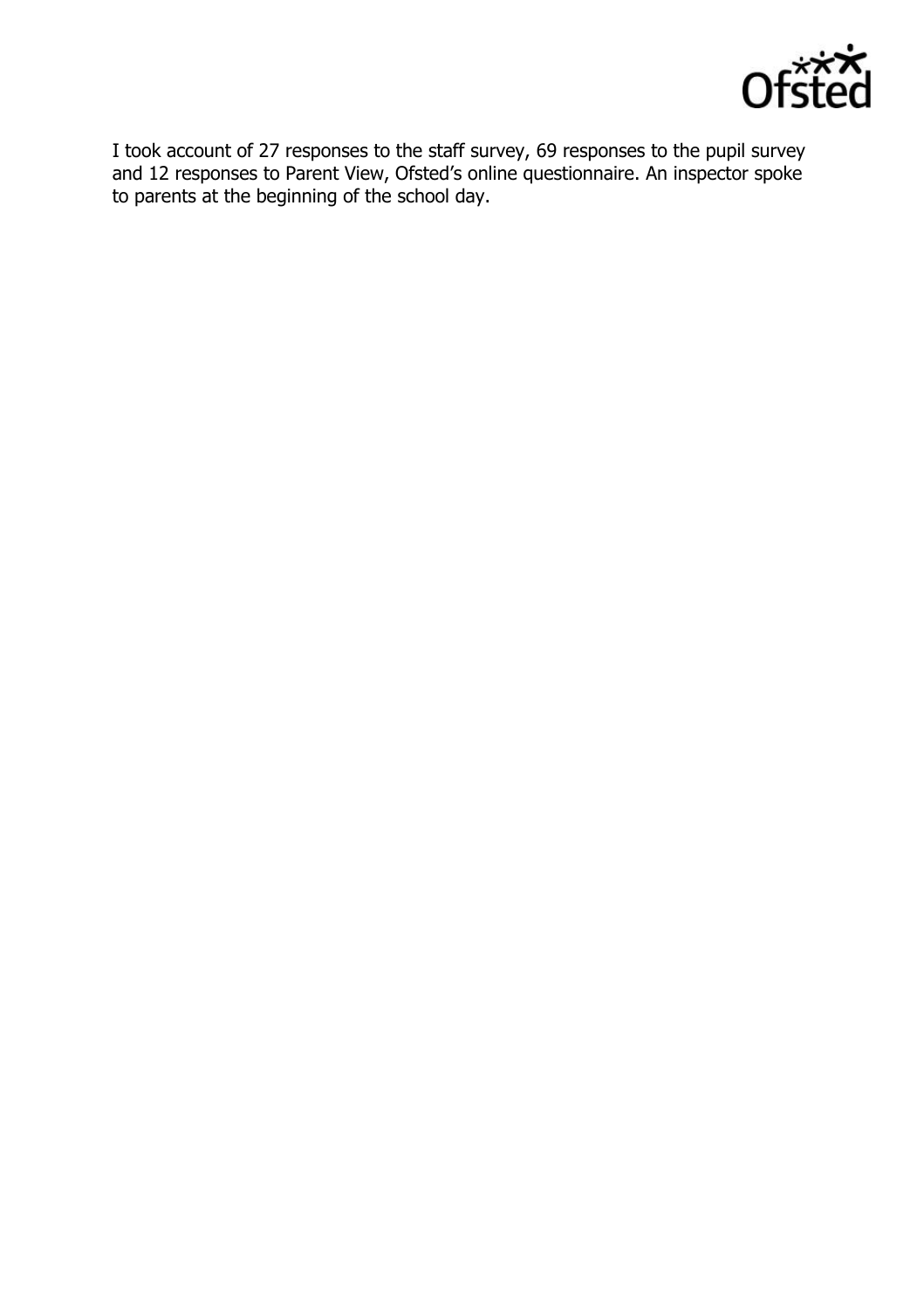I took account of 27 responses to the staff survey, 69 responses to the pupil survey and 12 responses to Parent View, Ofsted's online questionnaire. An inspector spoke to parents at the beginning of the school day.